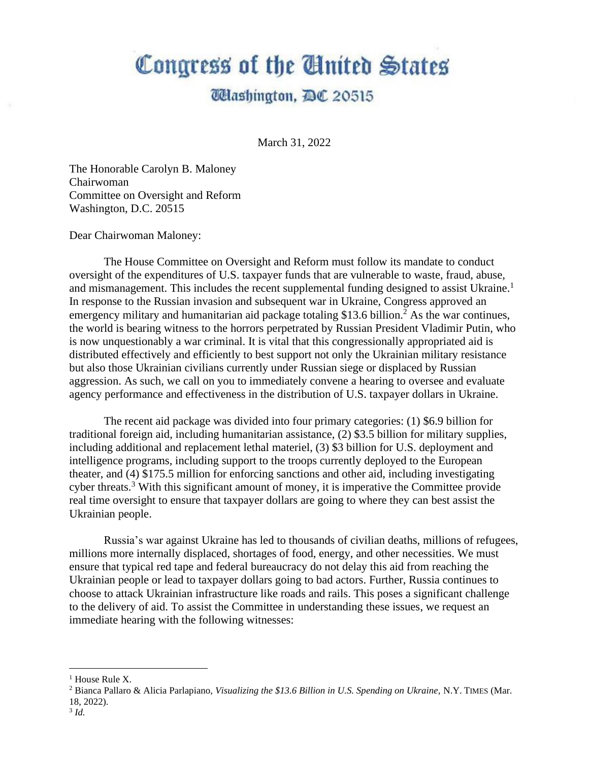# Congress of the United States

## Washington, DC 20515

March 31, 2022

The Honorable Carolyn B. Maloney
Chairwoman
Committee on Oversight and Reform
Washington, D.C. 20515

Dear Chairwoman Maloney:

The House Committee on Oversight and Reform must follow its mandate to conduct oversight of the expenditures of U.S. taxpayer funds that are vulnerable to waste, fraud, abuse, and mismanagement. This includes the recent supplemental funding designed to assist Ukraine.[1] In response to the Russian invasion and subsequent war in Ukraine, Congress approved an emergency military and humanitarian aid package totaling $13.6 billion.[2] As the war continues, the world is bearing witness to the horrors perpetrated by Russian President Vladimir Putin, who is now unquestionably a war criminal. It is vital that this congressionally appropriated aid is distributed effectively and efficiently to best support not only the Ukrainian military resistance but also those Ukrainian civilians currently under Russian siege or displaced by Russian aggression. As such, we call on you to immediately convene a hearing to oversee and evaluate agency performance and effectiveness in the distribution of U.S. taxpayer dollars in Ukraine.

The recent aid package was divided into four primary categories: (1) $6.9 billion for traditional foreign aid, including humanitarian assistance, (2) $3.5 billion for military supplies, including additional and replacement lethal materiel, (3) $3 billion for U.S. deployment and intelligence programs, including support to the troops currently deployed to the European theater, and (4) $175.5 million for enforcing sanctions and other aid, including investigating cyber threats.[3] With this significant amount of money, it is imperative the Committee provide real time oversight to ensure that taxpayer dollars are going to where they can best assist the Ukrainian people.

Russia's war against Ukraine has led to thousands of civilian deaths, millions of refugees, millions more internally displaced, shortages of food, energy, and other necessities. We must ensure that typical red tape and federal bureaucracy do not delay this aid from reaching the Ukrainian people or lead to taxpayer dollars going to bad actors. Further, Russia continues to choose to attack Ukrainian infrastructure like roads and rails. This poses a significant challenge to the delivery of aid. To assist the Committee in understanding these issues, we request an immediate hearing with the following witnesses:

---

[1] House Rule X.

[2] Bianca Pallaro & Alicia Parlapiano, *Visualizing the $13.6 Billion in U.S. Spending on Ukraine,* N.Y. TIMES (Mar. 18, 2022).

[3] *Id.*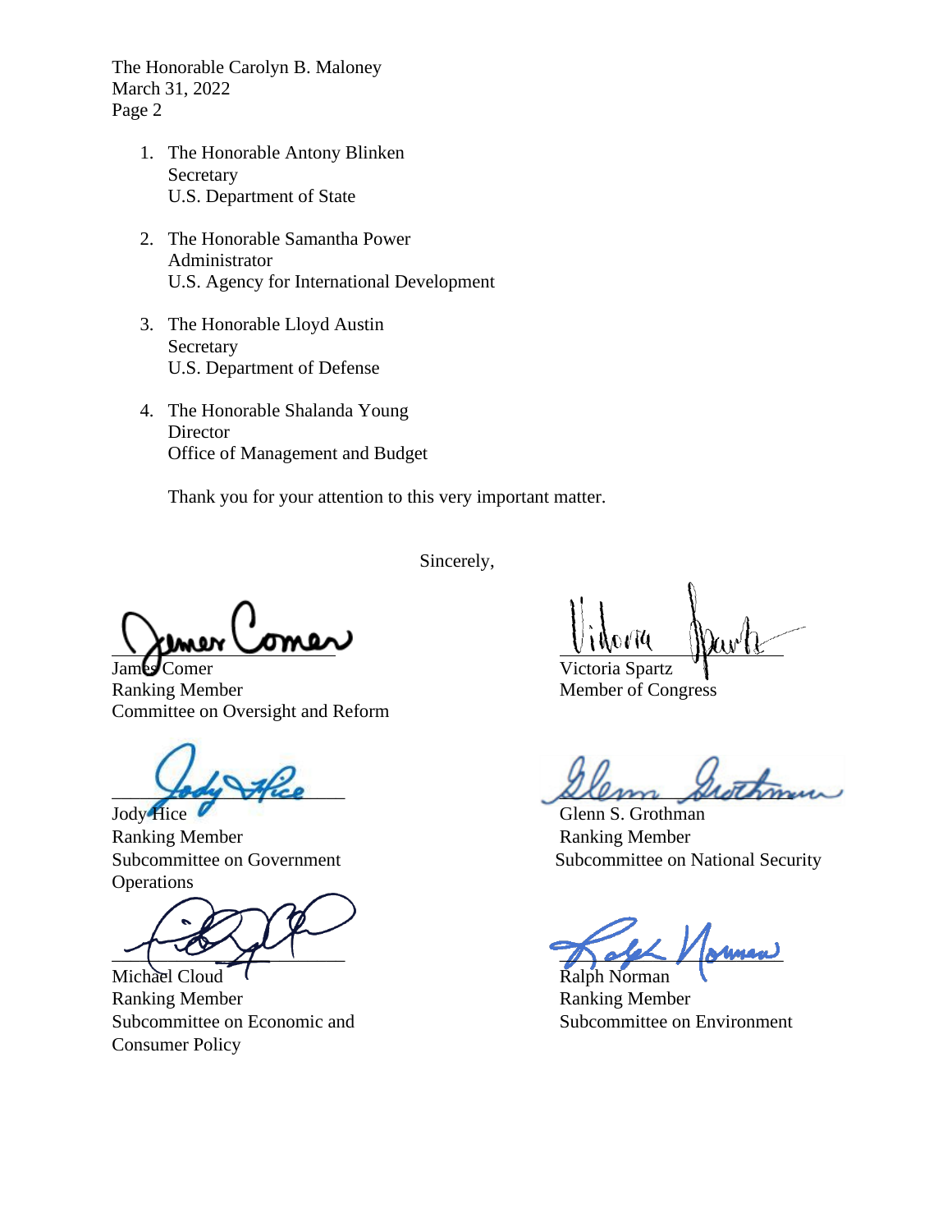1. The Honorable Antony Blinken
   Secretary
   U.S. Department of State

2. The Honorable Samantha Power
   Administrator
   U.S. Agency for International Development

3. The Honorable Lloyd Austin
   Secretary
   U.S. Department of Defense

4. The Honorable Shalanda Young
   Director
   Office of Management and Budget

Thank you for your attention to this very important matter.

Sincerely,

James Comer
Ranking Member
Committee on Oversight and Reform

Victoria Spartz
Member of Congress

Jody Hice
Ranking Member
Subcommittee on Government Operations

Glenn S. Grothman
Ranking Member
Subcommittee on National Security

Michael Cloud
Ranking Member
Subcommittee on Economic and Consumer Policy

Ralph Norman
Ranking Member
Subcommittee on Environment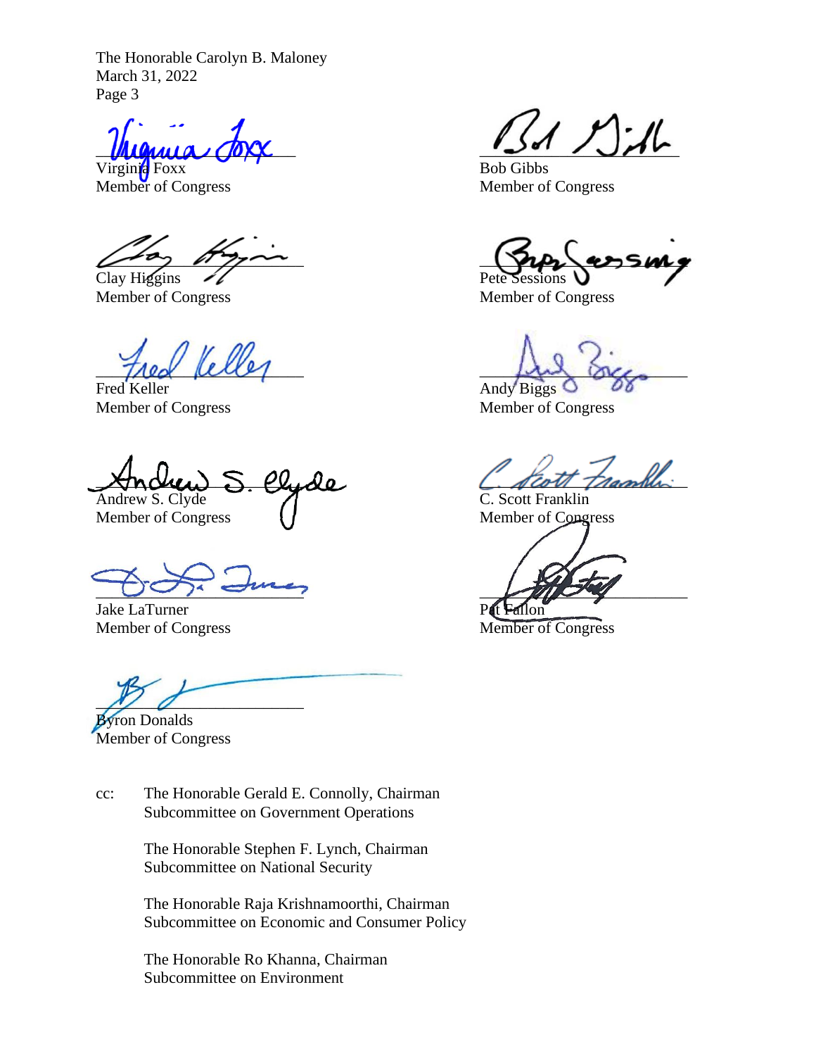The Honorable Carolyn B. Maloney
March 31, 2022
Page 3

Virginia Foxx
Member of Congress

Bob Gibbs
Member of Congress

Clay Higgins
Member of Congress

Pete Sessions
Member of Congress

Fred Keller
Member of Congress

Andy Biggs
Member of Congress

Andrew S. Clyde
Member of Congress

C. Scott Franklin
Member of Congress

Jake LaTurner
Member of Congress

Pat Fallon
Member of Congress

Byron Donalds
Member of Congress

cc: The Honorable Gerald E. Connolly, Chairman
Subcommittee on Government Operations

The Honorable Stephen F. Lynch, Chairman
Subcommittee on National Security

The Honorable Raja Krishnamoorthi, Chairman
Subcommittee on Economic and Consumer Policy

The Honorable Ro Khanna, Chairman
Subcommittee on Environment